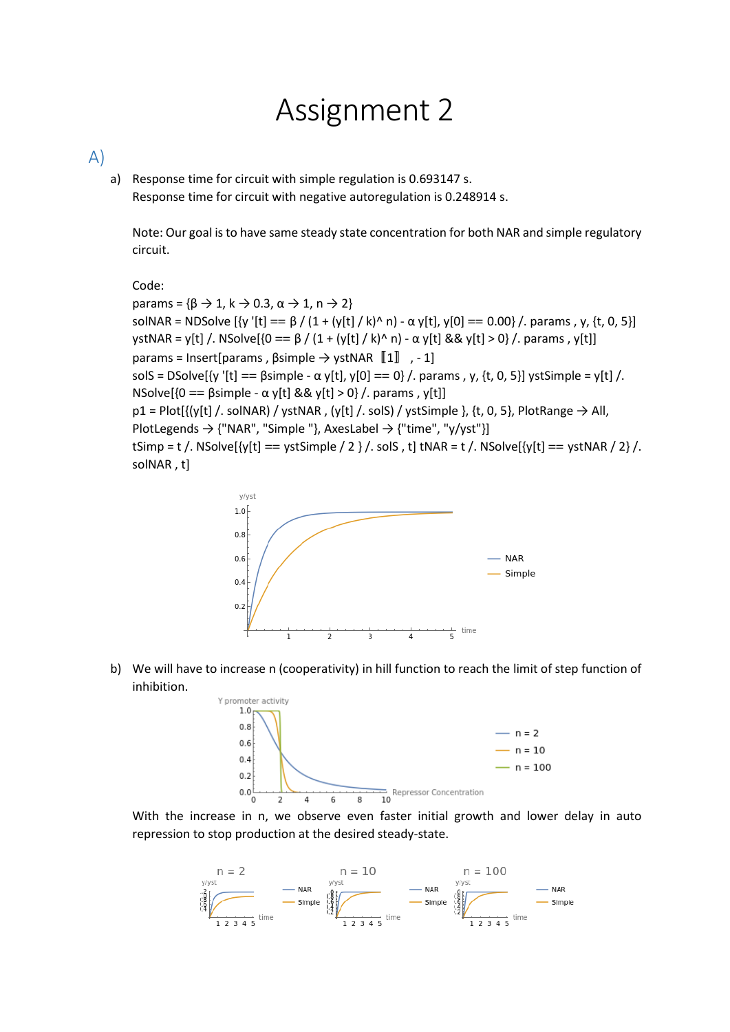# Assignment 2

## A)

a) Response time for circuit with simple regulation is 0.693147 s.
Response time for circuit with negative autoregulation is 0.248914 s.

Note: Our goal is to have same steady state concentration for both NAR and simple regulatory circuit.

Code:

```
params = {β → 1, k → 0.3, α → 1, n → 2}
solNAR = NDSolve [{y '[t] == β / (1 + (y[t] / k)^ n) - α y[t], y[0] == 0.00} /. params , y, {t, 0, 5}]
ystNAR = y[t] /. NSolve[{0 == β / (1 + (y[t] / k)^ n) - α y[t] && y[t] > 0} /. params , y[t]]
params = Insert[params , βsimple → ystNAR ⟦1⟧ , - 1]
solS = DSolve[{y '[t] == βsimple - α y[t], y[0] == 0} /. params , y, {t, 0, 5}] ystSimple = y[t] /.
NSolve[{0 == βsimple - α y[t] && y[t] > 0} /. params , y[t]]
p1 = Plot[{(y[t] /. solNAR) / ystNAR , (y[t] /. solS) / ystSimple }, {t, 0, 5}, PlotRange → All,
PlotLegends → {"NAR", "Simple "}, AxesLabel → {"time", "y/yst"}]
tSimp = t /. NSolve[{y[t] == ystSimple / 2 } /. solS , t] tNAR = t /. NSolve[{y[t] == ystNAR / 2} /.
solNAR , t]
```

b) We will have to increase n (cooperativity) in hill function to reach the limit of step function of inhibition.

With the increase in n, we observe even faster initial growth and lower delay in auto repression to stop production at the desired steady-state.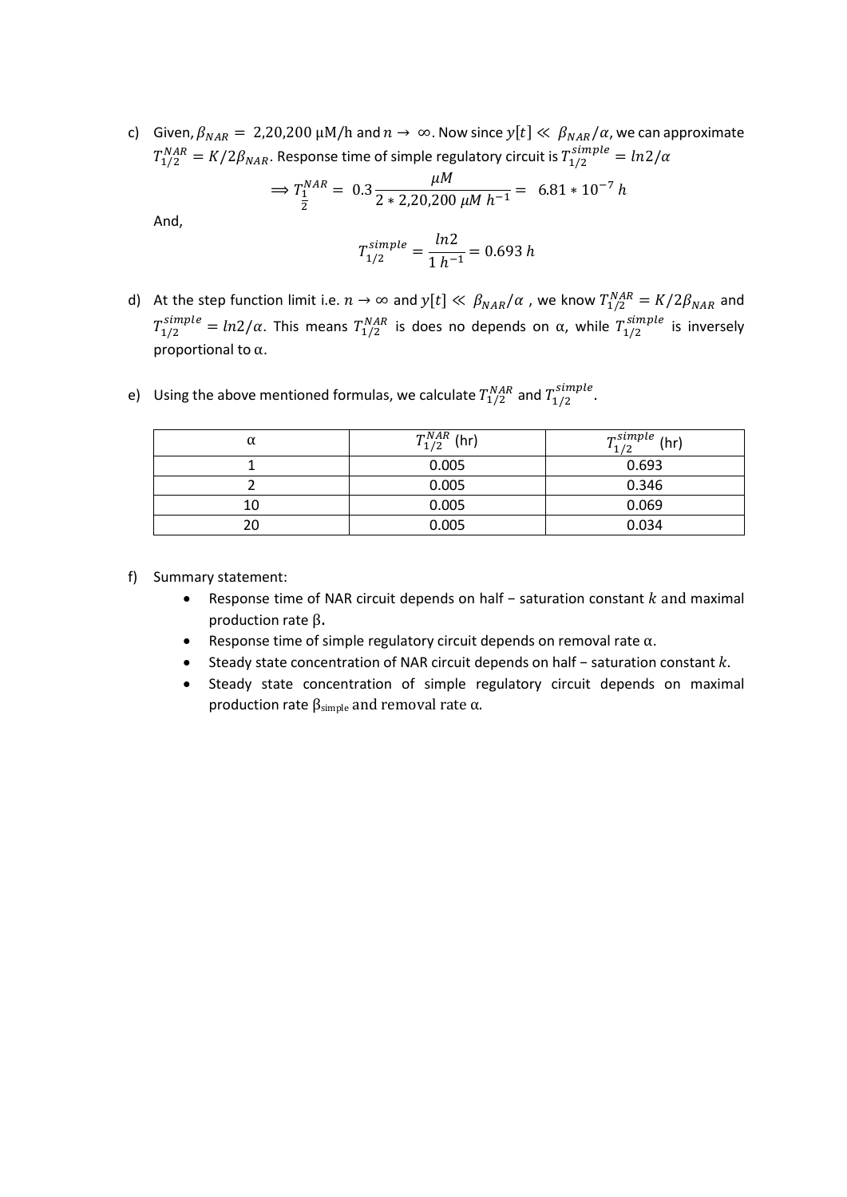c) Given, $\beta_{NAR} =$ 2,20,200 μM/h and $n \rightarrow \infty$. Now since $y[t] \ll \beta_{NAR}/\alpha$, we can approximate $T_{1/2}^{NAR} = K/2\beta_{NAR}$. Response time of simple regulatory circuit is $T_{1/2}^{simple} = ln2/\alpha$

$$\Rightarrow T_{\frac{1}{2}}^{NAR} = 0.3 \frac{\mu M}{2 * 2{,}20{,}200\ \mu M\ h^{-1}} = 6.81 * 10^{-7}\ h$$

And,

$$T_{1/2}^{simple} = \frac{ln2}{1\ h^{-1}} = 0.693\ h$$

d) At the step function limit i.e. $n \rightarrow \infty$ and $y[t] \ll \beta_{NAR}/\alpha$ , we know $T_{1/2}^{NAR} = K/2\beta_{NAR}$ and $T_{1/2}^{simple} = ln2/\alpha$. This means $T_{1/2}^{NAR}$ is does no depends on α, while $T_{1/2}^{simple}$ is inversely proportional to α.

e) Using the above mentioned formulas, we calculate $T_{1/2}^{NAR}$ and $T_{1/2}^{simple}$.

| α | $T_{1/2}^{NAR}$ (hr) | $T_{1/2}^{simple}$ (hr) |
|---|---|---|
| 1 | 0.005 | 0.693 |
| 2 | 0.005 | 0.346 |
| 10 | 0.005 | 0.069 |
| 20 | 0.005 | 0.034 |

f) Summary statement:

- Response time of NAR circuit depends on half − saturation constant $k$ and maximal production rate β.
- Response time of simple regulatory circuit depends on removal rate α.
- Steady state concentration of NAR circuit depends on half − saturation constant $k$.
- Steady state concentration of simple regulatory circuit depends on maximal production rate $\beta_{simple}$ and removal rate α.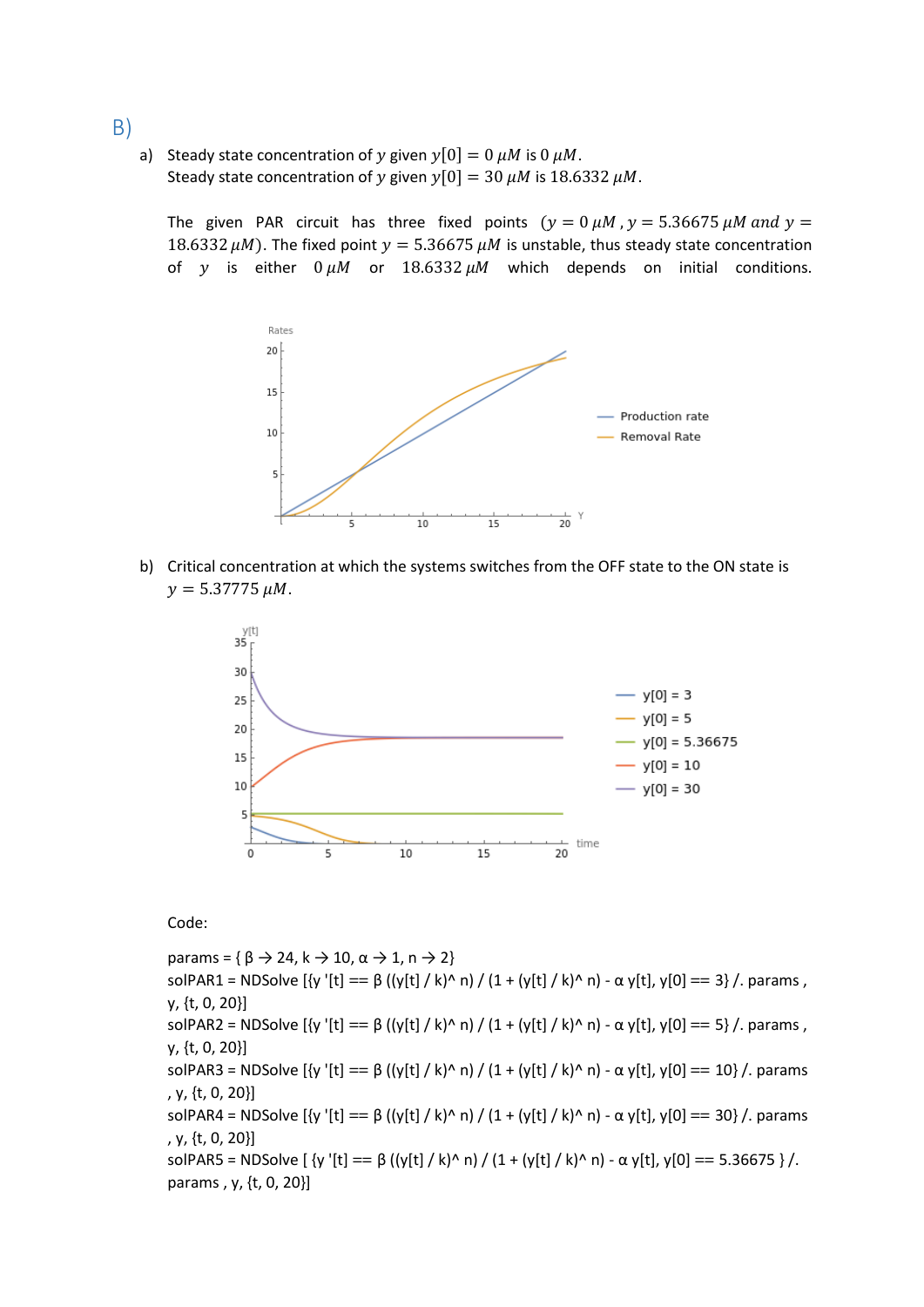## B)

a) Steady state concentration of $y$ given $y[0] = 0\ \mu M$ is $0\ \mu M$.
Steady state concentration of $y$ given $y[0] = 30\ \mu M$ is $18.6332\ \mu M$.

The given PAR circuit has three fixed points ($y = 0\ \mu M$, $y = 5.36675\ \mu M$ and $y = 18.6332\ \mu M$). The fixed point $y = 5.36675\ \mu M$ is unstable, thus steady state concentration of $y$ is either $0\ \mu M$ or $18.6332\ \mu M$ which depends on initial conditions.

b) Critical concentration at which the systems switches from the OFF state to the ON state is $y = 5.37775\ \mu M$.

Code:

```
params = { β → 24, k → 10, α → 1, n → 2}
solPAR1 = NDSolve [{y '[t] == β ((y[t] / k)^ n) / (1 + (y[t] / k)^ n) - α y[t], y[0] == 3} /. params , y, {t, 0, 20}]
solPAR2 = NDSolve [{y '[t] == β ((y[t] / k)^ n) / (1 + (y[t] / k)^ n) - α y[t], y[0] == 5} /. params , y, {t, 0, 20}]
solPAR3 = NDSolve [{y '[t] == β ((y[t] / k)^ n) / (1 + (y[t] / k)^ n) - α y[t], y[0] == 10} /. params , y, {t, 0, 20}]
solPAR4 = NDSolve [{y '[t] == β ((y[t] / k)^ n) / (1 + (y[t] / k)^ n) - α y[t], y[0] == 30} /. params , y, {t, 0, 20}]
solPAR5 = NDSolve [ {y '[t] == β ((y[t] / k)^ n) / (1 + (y[t] / k)^ n) - α y[t], y[0] == 5.36675 } /. params , y, {t, 0, 20}]
```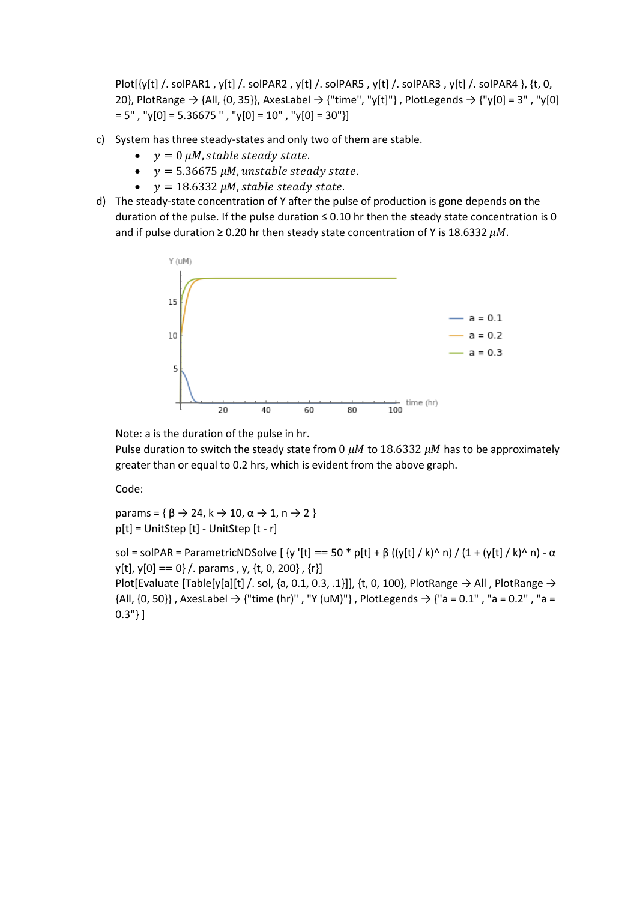```
Plot[{y[t] /. solPAR1 , y[t] /. solPAR2 , y[t] /. solPAR5 , y[t] /. solPAR3 , y[t] /. solPAR4 }, {t, 0, 20}, PlotRange → {All, {0, 35}}, AxesLabel → {"time", "y[t]"} , PlotLegends → {"y[0] = 3" , "y[0] = 5" , "y[0] = 5.36675 " , "y[0] = 10" , "y[0] = 30"}]
```

c) System has three steady-states and only two of them are stable.
   - $y = 0\ \mu M, stable\ steady\ state.$
   - $y = 5.36675\ \mu M, unstable\ steady\ state.$
   - $y = 18.6332\ \mu M, stable\ steady\ state.$

d) The steady-state concentration of Y after the pulse of production is gone depends on the duration of the pulse. If the pulse duration ≤ 0.10 hr then the steady state concentration is 0 and if pulse duration ≥ 0.20 hr then steady state concentration of Y is 18.6332 $\mu M$.

   Note: a is the duration of the pulse in hr.
   Pulse duration to switch the steady state from 0 $\mu M$ to 18.6332 $\mu M$ has to be approximately greater than or equal to 0.2 hrs, which is evident from the above graph.

   Code:

```
params = { β → 24, k → 10, α → 1, n → 2 }
p[t] = UnitStep [t] - UnitStep [t - r]

sol = solPAR = ParametricNDSolve [ {y '[t] == 50 * p[t] + β ((y[t] / k)^ n) / (1 + (y[t] / k)^ n) - α y[t], y[0] == 0} /. params , y, {t, 0, 200} , {r}]
Plot[Evaluate [Table[y[a][t] /. sol, {a, 0.1, 0.3, .1}]], {t, 0, 100}, PlotRange → All , PlotRange → {All, {0, 50}} , AxesLabel → {"time (hr)" , "Y (uM)"} , PlotLegends → {"a = 0.1" , "a = 0.2" , "a = 0.3"} ]
```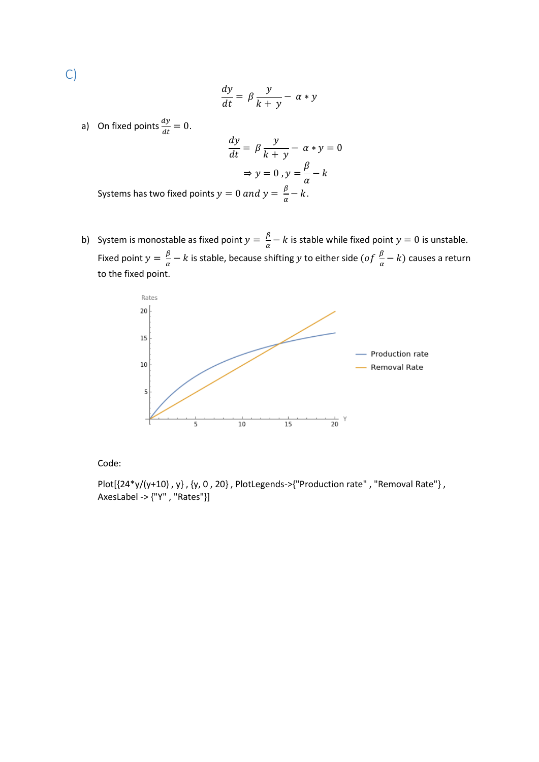C)

$$\frac{dy}{dt} = \beta \frac{y}{k + y} - \alpha * y$$

a) On fixed points $\frac{dy}{dt} = 0$.

$$\frac{dy}{dt} = \beta \frac{y}{k + y} - \alpha * y = 0$$

$$\Rightarrow y = 0 \, , y = \frac{\beta}{\alpha} - k$$

Systems has two fixed points $y = 0$ *and* $y = \frac{\beta}{\alpha} - k$.

b) System is monostable as fixed point $y = \frac{\beta}{\alpha} - k$ is stable while fixed point $y = 0$ is unstable.

Fixed point $y = \frac{\beta}{\alpha} - k$ is stable, because shifting $y$ to either side $(of \ \frac{\beta}{\alpha} - k)$ causes a return to the fixed point.

Rates

20

15

10

5

5

10

15

20

Y

Production rate

Removal Rate

Code:

```
Plot[{24*y/(y+10) , y} , {y, 0 , 20} , PlotLegends->{"Production rate" , "Removal Rate"} , AxesLabel -> {"Y" , "Rates"}]
```